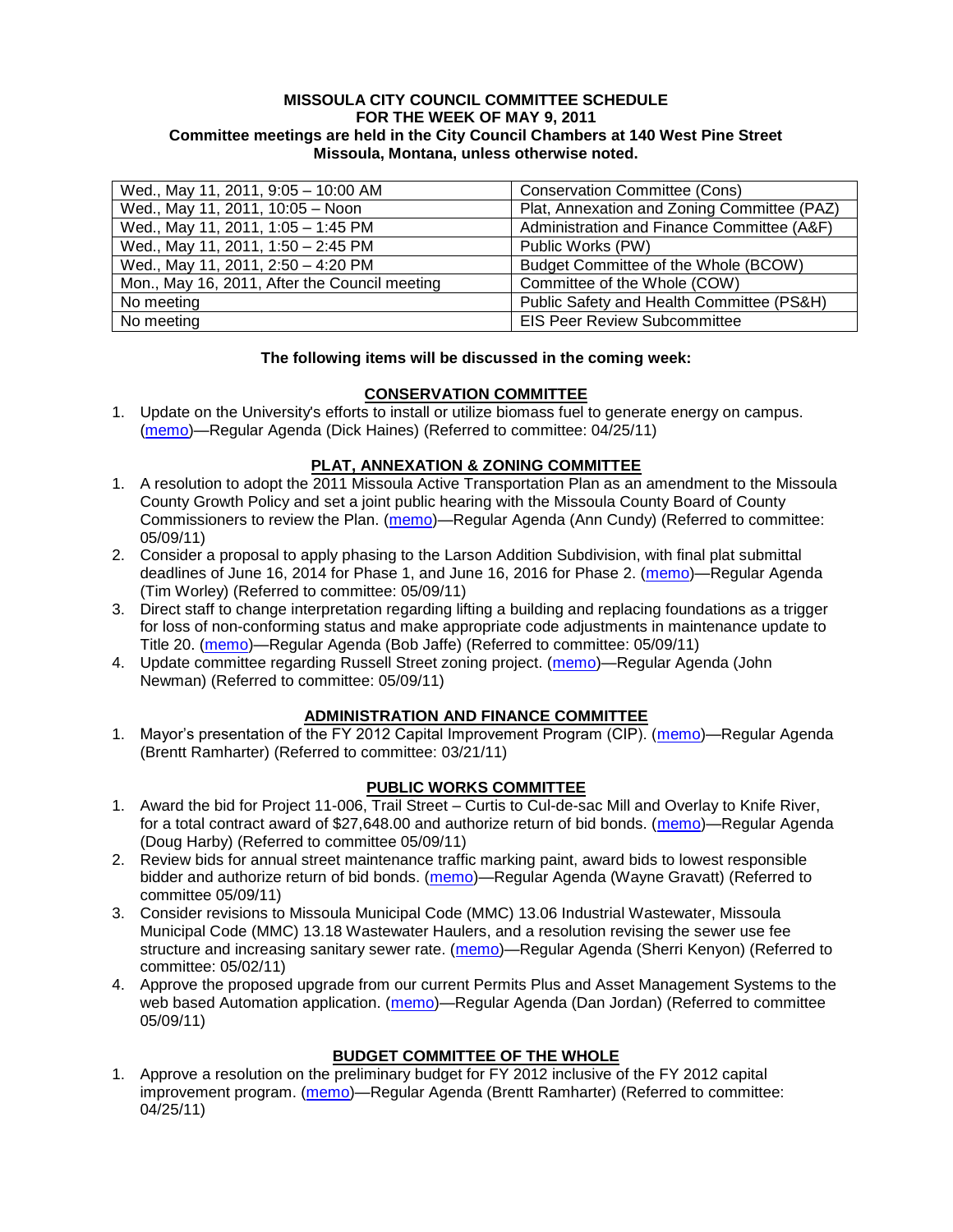**MISSOULA CITY COUNCIL COMMITTEE SCHEDULE**
**FOR THE WEEK OF MAY 9, 2011**
**Committee meetings are held in the City Council Chambers at 140 West Pine Street**
**Missoula, Montana, unless otherwise noted.**

| | |
|---|---|
| Wed., May 11, 2011, 9:05 – 10:00 AM | Conservation Committee (Cons) |
| Wed., May 11, 2011, 10:05 – Noon | Plat, Annexation and Zoning Committee (PAZ) |
| Wed., May 11, 2011, 1:05 – 1:45 PM | Administration and Finance Committee (A&F) |
| Wed., May 11, 2011, 1:50 – 2:45 PM | Public Works (PW) |
| Wed., May 11, 2011, 2:50 – 4:20 PM | Budget Committee of the Whole (BCOW) |
| Mon., May 16, 2011, After the Council meeting | Committee of the Whole (COW) |
| No meeting | Public Safety and Health Committee (PS&H) |
| No meeting | EIS Peer Review Subcommittee |

**The following items will be discussed in the coming week:**

## CONSERVATION COMMITTEE

1. Update on the University's efforts to install or utilize biomass fuel to generate energy on campus. (memo)—Regular Agenda (Dick Haines) (Referred to committee: 04/25/11)

## PLAT, ANNEXATION & ZONING COMMITTEE

1. A resolution to adopt the 2011 Missoula Active Transportation Plan as an amendment to the Missoula County Growth Policy and set a joint public hearing with the Missoula County Board of County Commissioners to review the Plan. (memo)—Regular Agenda (Ann Cundy) (Referred to committee: 05/09/11)
2. Consider a proposal to apply phasing to the Larson Addition Subdivision, with final plat submittal deadlines of June 16, 2014 for Phase 1, and June 16, 2016 for Phase 2. (memo)—Regular Agenda (Tim Worley) (Referred to committee: 05/09/11)
3. Direct staff to change interpretation regarding lifting a building and replacing foundations as a trigger for loss of non-conforming status and make appropriate code adjustments in maintenance update to Title 20. (memo)—Regular Agenda (Bob Jaffe) (Referred to committee: 05/09/11)
4. Update committee regarding Russell Street zoning project. (memo)—Regular Agenda (John Newman) (Referred to committee: 05/09/11)

## ADMINISTRATION AND FINANCE COMMITTEE

1. Mayor's presentation of the FY 2012 Capital Improvement Program (CIP). (memo)—Regular Agenda (Brentt Ramharter) (Referred to committee: 03/21/11)

## PUBLIC WORKS COMMITTEE

1. Award the bid for Project 11-006, Trail Street – Curtis to Cul-de-sac Mill and Overlay to Knife River, for a total contract award of $27,648.00 and authorize return of bid bonds. (memo)—Regular Agenda (Doug Harby) (Referred to committee 05/09/11)
2. Review bids for annual street maintenance traffic marking paint, award bids to lowest responsible bidder and authorize return of bid bonds. (memo)—Regular Agenda (Wayne Gravatt) (Referred to committee 05/09/11)
3. Consider revisions to Missoula Municipal Code (MMC) 13.06 Industrial Wastewater, Missoula Municipal Code (MMC) 13.18 Wastewater Haulers, and a resolution revising the sewer use fee structure and increasing sanitary sewer rate. (memo)—Regular Agenda (Sherri Kenyon) (Referred to committee: 05/02/11)
4. Approve the proposed upgrade from our current Permits Plus and Asset Management Systems to the web based Automation application. (memo)—Regular Agenda (Dan Jordan) (Referred to committee 05/09/11)

## BUDGET COMMITTEE OF THE WHOLE

1. Approve a resolution on the preliminary budget for FY 2012 inclusive of the FY 2012 capital improvement program. (memo)—Regular Agenda (Brentt Ramharter) (Referred to committee: 04/25/11)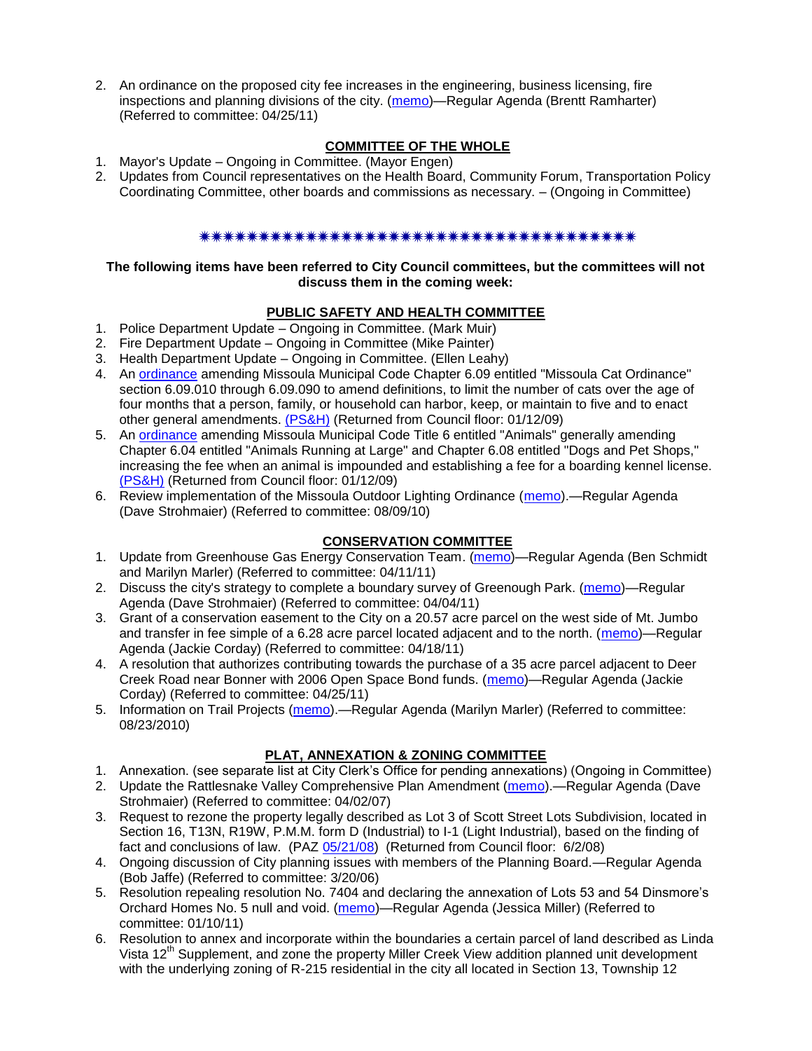2. An ordinance on the proposed city fee increases in the engineering, business licensing, fire inspections and planning divisions of the city. (memo)—Regular Agenda (Brentt Ramharter) (Referred to committee: 04/25/11)

**COMMITTEE OF THE WHOLE**

1. Mayor's Update – Ongoing in Committee. (Mayor Engen)
2. Updates from Council representatives on the Health Board, Community Forum, Transportation Policy Coordinating Committee, other boards and commissions as necessary. – (Ongoing in Committee)

✷✷✷✷✷✷✷✷✷✷✷✷✷✷✷✷✷✷✷✷✷✷✷✷✷✷✷✷✷✷✷✷✷✷✷✷✷✷✷✷

**The following items have been referred to City Council committees, but the committees will not discuss them in the coming week:**

**PUBLIC SAFETY AND HEALTH COMMITTEE**

1. Police Department Update – Ongoing in Committee. (Mark Muir)
2. Fire Department Update – Ongoing in Committee (Mike Painter)
3. Health Department Update – Ongoing in Committee. (Ellen Leahy)
4. An ordinance amending Missoula Municipal Code Chapter 6.09 entitled "Missoula Cat Ordinance" section 6.09.010 through 6.09.090 to amend definitions, to limit the number of cats over the age of four months that a person, family, or household can harbor, keep, or maintain to five and to enact other general amendments. (PS&H) (Returned from Council floor: 01/12/09)
5. An ordinance amending Missoula Municipal Code Title 6 entitled "Animals" generally amending Chapter 6.04 entitled "Animals Running at Large" and Chapter 6.08 entitled "Dogs and Pet Shops," increasing the fee when an animal is impounded and establishing a fee for a boarding kennel license. (PS&H) (Returned from Council floor: 01/12/09)
6. Review implementation of the Missoula Outdoor Lighting Ordinance (memo).—Regular Agenda (Dave Strohmaier) (Referred to committee: 08/09/10)

**CONSERVATION COMMITTEE**

1. Update from Greenhouse Gas Energy Conservation Team. (memo)—Regular Agenda (Ben Schmidt and Marilyn Marler) (Referred to committee: 04/11/11)
2. Discuss the city's strategy to complete a boundary survey of Greenough Park. (memo)—Regular Agenda (Dave Strohmaier) (Referred to committee: 04/04/11)
3. Grant of a conservation easement to the City on a 20.57 acre parcel on the west side of Mt. Jumbo and transfer in fee simple of a 6.28 acre parcel located adjacent and to the north. (memo)—Regular Agenda (Jackie Corday) (Referred to committee: 04/18/11)
4. A resolution that authorizes contributing towards the purchase of a 35 acre parcel adjacent to Deer Creek Road near Bonner with 2006 Open Space Bond funds. (memo)—Regular Agenda (Jackie Corday) (Referred to committee: 04/25/11)
5. Information on Trail Projects (memo).—Regular Agenda (Marilyn Marler) (Referred to committee: 08/23/2010)

**PLAT, ANNEXATION & ZONING COMMITTEE**

1. Annexation. (see separate list at City Clerk's Office for pending annexations) (Ongoing in Committee)
2. Update the Rattlesnake Valley Comprehensive Plan Amendment (memo).—Regular Agenda (Dave Strohmaier) (Referred to committee: 04/02/07)
3. Request to rezone the property legally described as Lot 3 of Scott Street Lots Subdivision, located in Section 16, T13N, R19W, P.M.M. form D (Industrial) to I-1 (Light Industrial), based on the finding of fact and conclusions of law. (PAZ 05/21/08) (Returned from Council floor: 6/2/08)
4. Ongoing discussion of City planning issues with members of the Planning Board.—Regular Agenda (Bob Jaffe) (Referred to committee: 3/20/06)
5. Resolution repealing resolution No. 7404 and declaring the annexation of Lots 53 and 54 Dinsmore's Orchard Homes No. 5 null and void. (memo)—Regular Agenda (Jessica Miller) (Referred to committee: 01/10/11)
6. Resolution to annex and incorporate within the boundaries a certain parcel of land described as Linda Vista 12th Supplement, and zone the property Miller Creek View addition planned unit development with the underlying zoning of R-215 residential in the city all located in Section 13, Township 12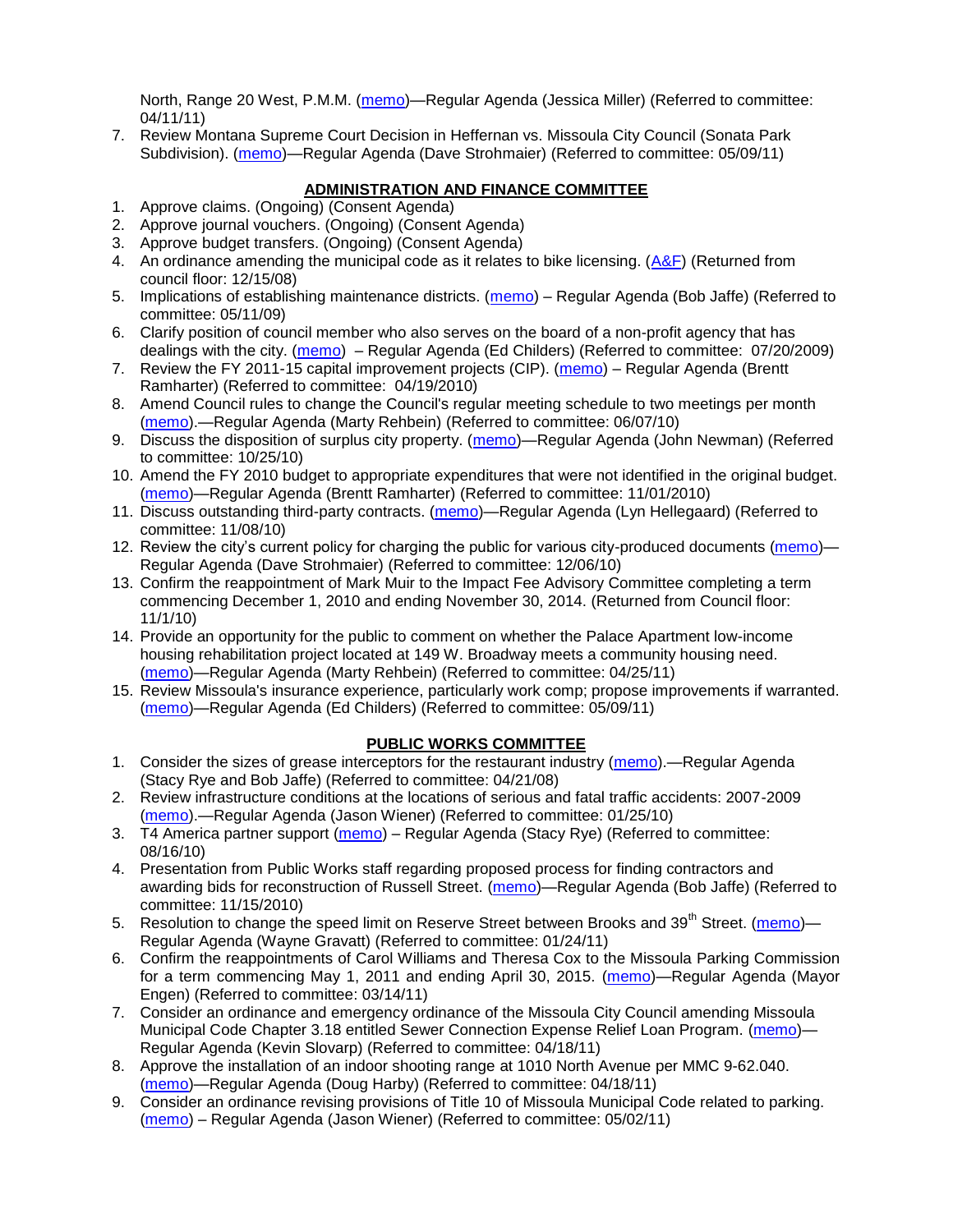North, Range 20 West, P.M.M. (memo)—Regular Agenda (Jessica Miller) (Referred to committee: 04/11/11)

7. Review Montana Supreme Court Decision in Heffernan vs. Missoula City Council (Sonata Park Subdivision). (memo)—Regular Agenda (Dave Strohmaier) (Referred to committee: 05/09/11)

## ADMINISTRATION AND FINANCE COMMITTEE

1. Approve claims. (Ongoing) (Consent Agenda)
2. Approve journal vouchers. (Ongoing) (Consent Agenda)
3. Approve budget transfers. (Ongoing) (Consent Agenda)
4. An ordinance amending the municipal code as it relates to bike licensing. (A&F) (Returned from council floor: 12/15/08)
5. Implications of establishing maintenance districts. (memo) – Regular Agenda (Bob Jaffe) (Referred to committee: 05/11/09)
6. Clarify position of council member who also serves on the board of a non-profit agency that has dealings with the city. (memo) – Regular Agenda (Ed Childers) (Referred to committee: 07/20/2009)
7. Review the FY 2011-15 capital improvement projects (CIP). (memo) – Regular Agenda (Brentt Ramharter) (Referred to committee: 04/19/2010)
8. Amend Council rules to change the Council's regular meeting schedule to two meetings per month (memo).—Regular Agenda (Marty Rehbein) (Referred to committee: 06/07/10)
9. Discuss the disposition of surplus city property. (memo)—Regular Agenda (John Newman) (Referred to committee: 10/25/10)
10. Amend the FY 2010 budget to appropriate expenditures that were not identified in the original budget. (memo)—Regular Agenda (Brentt Ramharter) (Referred to committee: 11/01/2010)
11. Discuss outstanding third-party contracts. (memo)—Regular Agenda (Lyn Hellegaard) (Referred to committee: 11/08/10)
12. Review the city's current policy for charging the public for various city-produced documents (memo)—Regular Agenda (Dave Strohmaier) (Referred to committee: 12/06/10)
13. Confirm the reappointment of Mark Muir to the Impact Fee Advisory Committee completing a term commencing December 1, 2010 and ending November 30, 2014. (Returned from Council floor: 11/1/10)
14. Provide an opportunity for the public to comment on whether the Palace Apartment low-income housing rehabilitation project located at 149 W. Broadway meets a community housing need. (memo)—Regular Agenda (Marty Rehbein) (Referred to committee: 04/25/11)
15. Review Missoula's insurance experience, particularly work comp; propose improvements if warranted. (memo)—Regular Agenda (Ed Childers) (Referred to committee: 05/09/11)

## PUBLIC WORKS COMMITTEE

1. Consider the sizes of grease interceptors for the restaurant industry (memo).—Regular Agenda (Stacy Rye and Bob Jaffe) (Referred to committee: 04/21/08)
2. Review infrastructure conditions at the locations of serious and fatal traffic accidents: 2007-2009 (memo).—Regular Agenda (Jason Wiener) (Referred to committee: 01/25/10)
3. T4 America partner support (memo) – Regular Agenda (Stacy Rye) (Referred to committee: 08/16/10)
4. Presentation from Public Works staff regarding proposed process for finding contractors and awarding bids for reconstruction of Russell Street. (memo)—Regular Agenda (Bob Jaffe) (Referred to committee: 11/15/2010)
5. Resolution to change the speed limit on Reserve Street between Brooks and 39th Street. (memo)—Regular Agenda (Wayne Gravatt) (Referred to committee: 01/24/11)
6. Confirm the reappointments of Carol Williams and Theresa Cox to the Missoula Parking Commission for a term commencing May 1, 2011 and ending April 30, 2015. (memo)—Regular Agenda (Mayor Engen) (Referred to committee: 03/14/11)
7. Consider an ordinance and emergency ordinance of the Missoula City Council amending Missoula Municipal Code Chapter 3.18 entitled Sewer Connection Expense Relief Loan Program. (memo)—Regular Agenda (Kevin Slovarp) (Referred to committee: 04/18/11)
8. Approve the installation of an indoor shooting range at 1010 North Avenue per MMC 9-62.040. (memo)—Regular Agenda (Doug Harby) (Referred to committee: 04/18/11)
9. Consider an ordinance revising provisions of Title 10 of Missoula Municipal Code related to parking. (memo) – Regular Agenda (Jason Wiener) (Referred to committee: 05/02/11)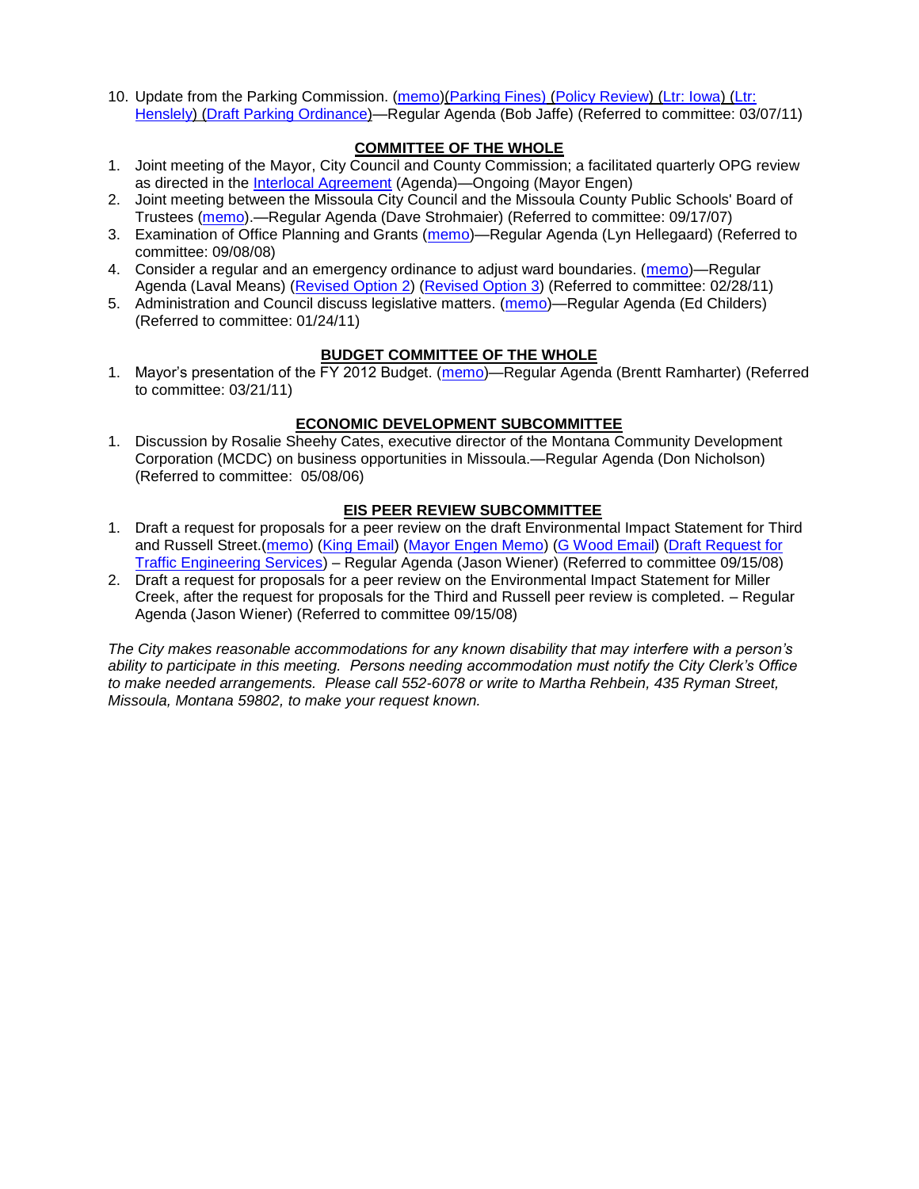10. Update from the Parking Commission. (memo)(Parking Fines) (Policy Review) (Ltr: Iowa) (Ltr: Henslely) (Draft Parking Ordinance)—Regular Agenda (Bob Jaffe) (Referred to committee: 03/07/11)

## COMMITTEE OF THE WHOLE

1. Joint meeting of the Mayor, City Council and County Commission; a facilitated quarterly OPG review as directed in the Interlocal Agreement (Agenda)—Ongoing (Mayor Engen)
2. Joint meeting between the Missoula City Council and the Missoula County Public Schools' Board of Trustees (memo).—Regular Agenda (Dave Strohmaier) (Referred to committee: 09/17/07)
3. Examination of Office Planning and Grants (memo)—Regular Agenda (Lyn Hellegaard) (Referred to committee: 09/08/08)
4. Consider a regular and an emergency ordinance to adjust ward boundaries. (memo)—Regular Agenda (Laval Means) (Revised Option 2) (Revised Option 3) (Referred to committee: 02/28/11)
5. Administration and Council discuss legislative matters. (memo)—Regular Agenda (Ed Childers) (Referred to committee: 01/24/11)

## BUDGET COMMITTEE OF THE WHOLE

1. Mayor's presentation of the FY 2012 Budget. (memo)—Regular Agenda (Brentt Ramharter) (Referred to committee: 03/21/11)

## ECONOMIC DEVELOPMENT SUBCOMMITTEE

1. Discussion by Rosalie Sheehy Cates, executive director of the Montana Community Development Corporation (MCDC) on business opportunities in Missoula.—Regular Agenda (Don Nicholson) (Referred to committee: 05/08/06)

## EIS PEER REVIEW SUBCOMMITTEE

1. Draft a request for proposals for a peer review on the draft Environmental Impact Statement for Third and Russell Street.(memo) (King Email) (Mayor Engen Memo) (G Wood Email) (Draft Request for Traffic Engineering Services) – Regular Agenda (Jason Wiener) (Referred to committee 09/15/08)
2. Draft a request for proposals for a peer review on the Environmental Impact Statement for Miller Creek, after the request for proposals for the Third and Russell peer review is completed. – Regular Agenda (Jason Wiener) (Referred to committee 09/15/08)

*The City makes reasonable accommodations for any known disability that may interfere with a person's ability to participate in this meeting. Persons needing accommodation must notify the City Clerk's Office to make needed arrangements. Please call 552-6078 or write to Martha Rehbein, 435 Ryman Street, Missoula, Montana 59802, to make your request known.*